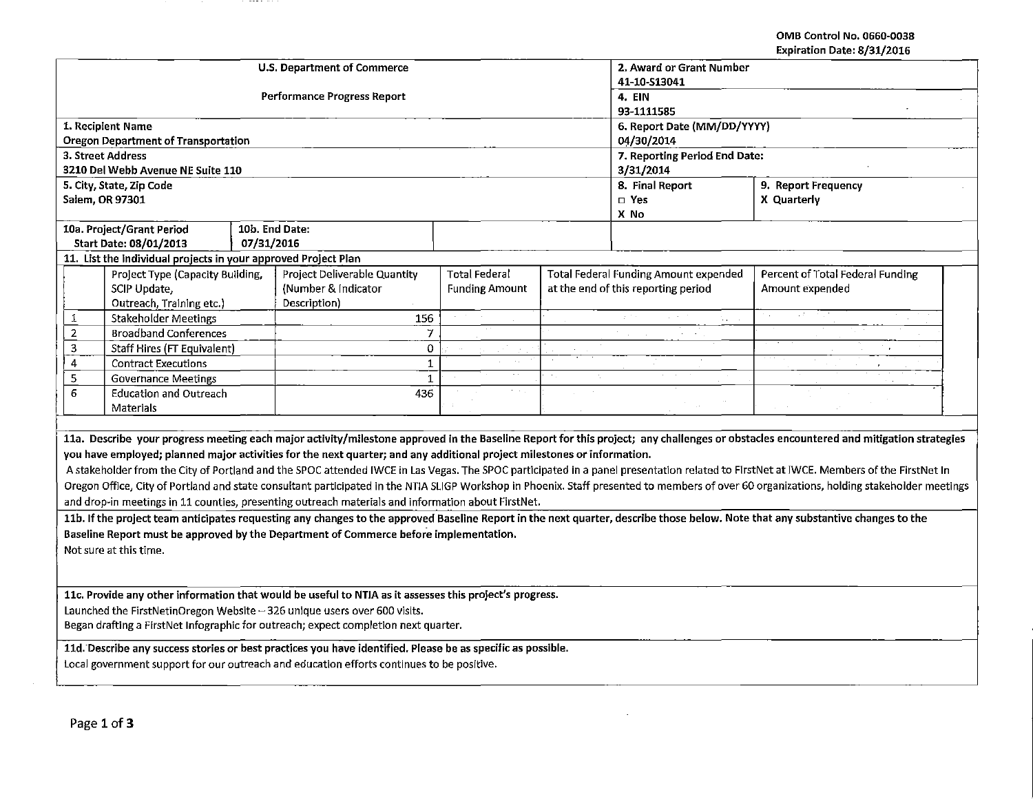OMB Control No. 0660-0038
Expiration Date: 8/31/2016

| U.S. Department of Commerce | 2. Award or Grant Number | |
|---|---|---|
| Performance Progress Report | 41-10-S13041 | |
| | 4. EIN | |
| | 93-1111585 | |
| 1. Recipient Name | 6. Report Date (MM/DD/YYYY) | |
| Oregon Department of Transportation | 04/30/2014 | |
| 3. Street Address | 7. Reporting Period End Date: | |
| 3210 Del Webb Avenue NE Suite 110 | 3/31/2014 | |
| 5. City, State, Zip Code | 8. Final Report | 9. Report Frequency |
| Salem, OR 97301 | □ Yes<br>X No | X Quarterly |
| 10a. Project/Grant Period Start Date: 08/01/2013 — 10b. End Date: 07/31/2016 | | |

11. List the individual projects in your approved Project Plan

| | Project Type (Capacity Building, SCIP Update, Outreach, Training etc.) | Project Deliverable Quantity (Number & Indicator Description) | Total Federal Funding Amount | Total Federal Funding Amount expended at the end of this reporting period | Percent of Total Federal Funding Amount expended |
|---|---|---|---|---|---|
| 1 | Stakeholder Meetings | 156 | | | |
| 2 | Broadband Conferences | 7 | | | |
| 3 | Staff Hires (FT Equivalent) | 0 | | | |
| 4 | Contract Executions | 1 | | | |
| 5 | Governance Meetings | 1 | | | |
| 6 | Education and Outreach Materials | 436 | | | |

**11a. Describe your progress meeting each major activity/milestone approved in the Baseline Report for this project; any challenges or obstacles encountered and mitigation strategies you have employed; planned major activities for the next quarter; and any additional project milestones or information.**

A stakeholder from the City of Portland and the SPOC attended IWCE in Las Vegas. The SPOC participated in a panel presentation related to FirstNet at IWCE. Members of the FirstNet In Oregon Office, City of Portland and state consultant participated in the NTIA SLIGP Workshop in Phoenix. Staff presented to members of over 60 organizations, holding stakeholder meetings and drop-in meetings in 11 counties, presenting outreach materials and information about FirstNet.

**11b. If the project team anticipates requesting any changes to the approved Baseline Report in the next quarter, describe those below. Note that any substantive changes to the Baseline Report must be approved by the Department of Commerce before implementation.**

Not sure at this time.

**11c. Provide any other information that would be useful to NTIA as it assesses this project's progress.**

Launched the FirstNetinOregon Website – 326 unique users over 600 visits.
Began drafting a FirstNet Infographic for outreach; expect completion next quarter.

**11d. Describe any success stories or best practices you have identified. Please be as specific as possible.**

Local government support for our outreach and education efforts continues to be positive.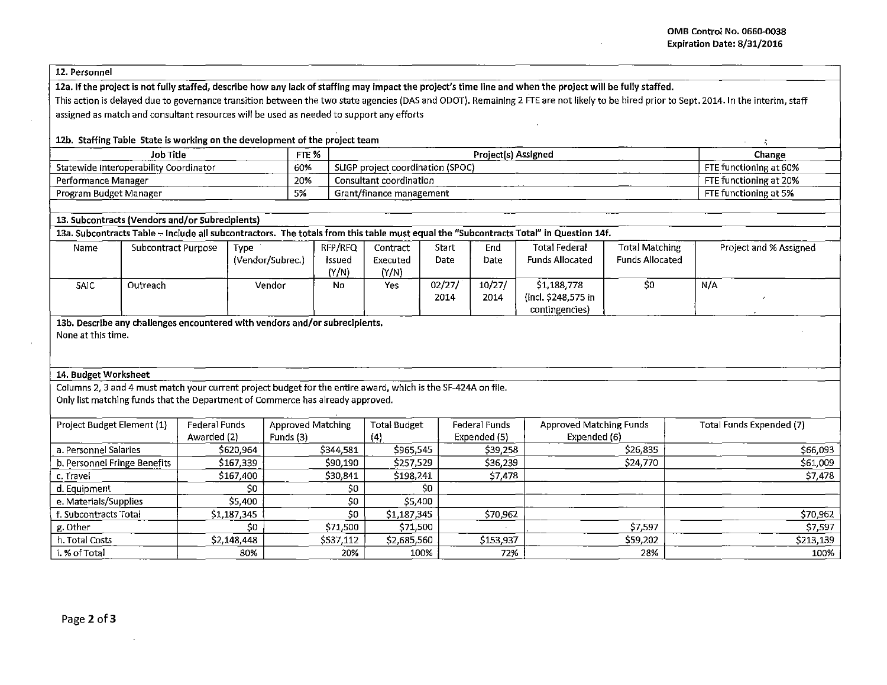OMB Control No. 0660-0038
Expiration Date: 8/31/2016

## 12. Personnel

**12a. If the project is not fully staffed, describe how any lack of staffing may impact the project's time line and when the project will be fully staffed.**

This action is delayed due to governance transition between the two state agencies (DAS and ODOT). Remaining 2 FTE are not likely to be hired prior to Sept. 2014. In the interim, staff assigned as match and consultant resources will be used as needed to support any efforts

**12b. Staffing Table State is working on the development of the project team**

| Job Title | FTE % | Project(s) Assigned | Change |
|---|---|---|---|
| Statewide Interoperability Coordinator | 60% | SLIGP project coordination (SPOC) | FTE functioning at 60% |
| Performance Manager | 20% | Consultant coordination | FTE functioning at 20% |
| Program Budget Manager | 5% | Grant/finance management | FTE functioning at 5% |

## 13. Subcontracts (Vendors and/or Subrecipients)

**13a. Subcontracts Table – Include all subcontractors. The totals from this table must equal the "Subcontracts Total" in Question 14f.**

| Name | Subcontract Purpose | Type (Vendor/Subrec.) | RFP/RFQ Issued (Y/N) | Contract Executed (Y/N) | Start Date | End Date | Total Federal Funds Allocated | Total Matching Funds Allocated | Project and % Assigned |
|---|---|---|---|---|---|---|---|---|---|
| SAIC | Outreach | Vendor | No | Yes | 02/27/ 2014 | 10/27/ 2014 | $1,188,778 (incl. $248,575 in contingencies) | $0 | N/A |

**13b. Describe any challenges encountered with vendors and/or subrecipients.**

None at this time.

## 14. Budget Worksheet

Columns 2, 3 and 4 must match your current project budget for the entire award, which is the SF-424A on file.
Only list matching funds that the Department of Commerce has already approved.

| Project Budget Element (1) | Federal Funds Awarded (2) | Approved Matching Funds (3) | Total Budget (4) | Federal Funds Expended (5) | Approved Matching Funds Expended (6) | Total Funds Expended (7) |
|---|---|---|---|---|---|---|
| a. Personnel Salaries | $620,964 | $344,581 | $965,545 | $39,258 | $26,835 | $66,093 |
| b. Personnel Fringe Benefits | $167,339 | $90,190 | $257,529 | $36,239 | $24,770 | $61,009 |
| c. Travel | $167,400 | $30,841 | $198,241 | $7,478 | | $7,478 |
| d. Equipment | $0 | $0 | $0 | | | |
| e. Materials/Supplies | $5,400 | $0 | $5,400 | | | |
| f. Subcontracts Total | $1,187,345 | $0 | $1,187,345 | $70,962 | | $70,962 |
| g. Other | $0 | $71,500 | $71,500 | | $7,597 | $7,597 |
| h. Total Costs | $2,148,448 | $537,112 | $2,685,560 | $153,937 | $59,202 | $213,139 |
| i. % of Total | 80% | 20% | 100% | 72% | 28% | 100% |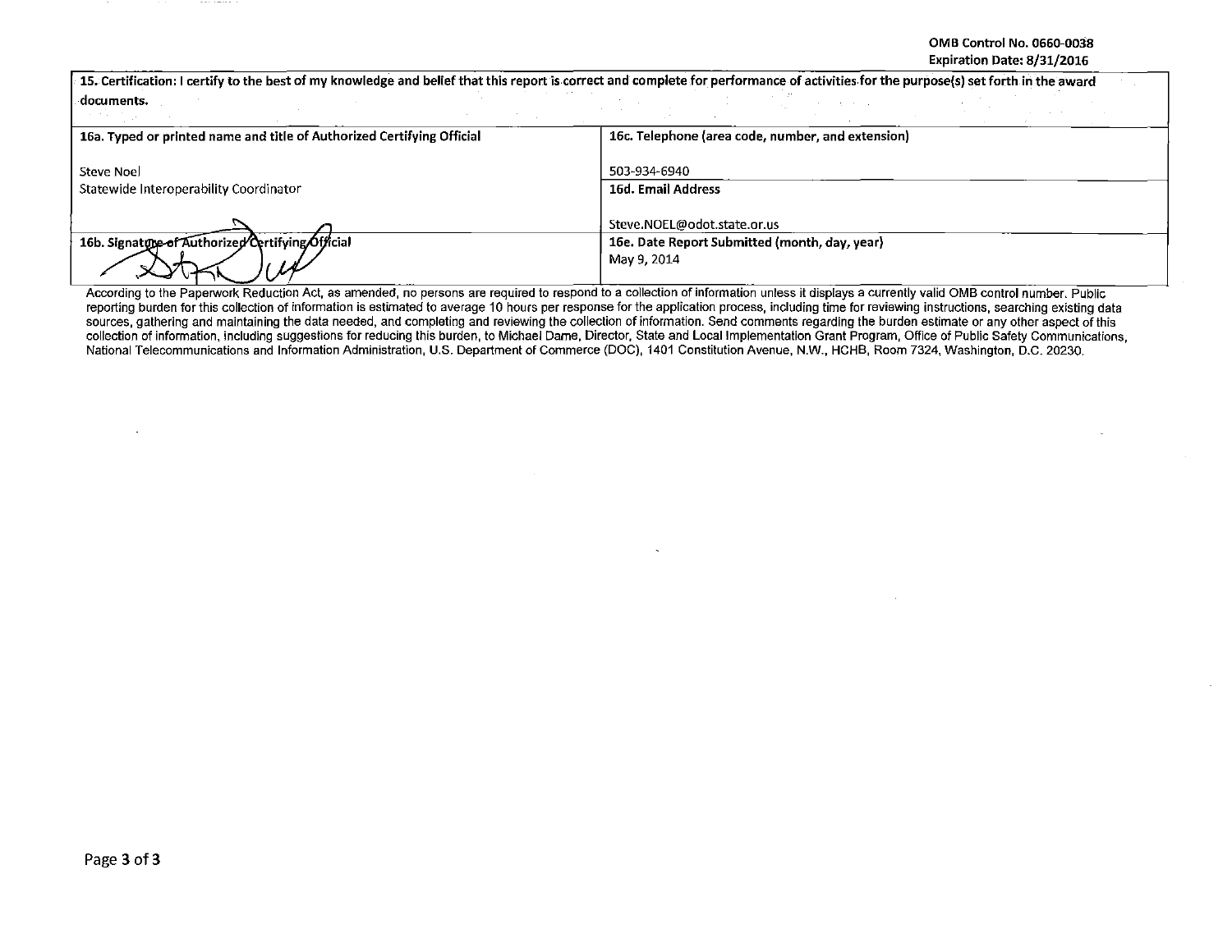OMB Control No. 0660-0038
Expiration Date: 8/31/2016

| 15. Certification: I certify to the best of my knowledge and belief that this report is correct and complete for performance of activities for the purpose(s) set forth in the award documents. | |
|---|---|
| **16a. Typed or printed name and title of Authorized Certifying Official**<br><br>Steve Noel<br>Statewide Interoperability Coordinator | **16c. Telephone (area code, number, and extension)**<br><br>503-934-6940 |
| | **16d. Email Address**<br><br>Steve.NOEL@odot.state.or.us |
| **16b. Signature of Authorized Certifying Official** | **16e. Date Report Submitted (month, day, year)**<br>May 9, 2014 |

According to the Paperwork Reduction Act, as amended, no persons are required to respond to a collection of information unless it displays a currently valid OMB control number. Public reporting burden for this collection of information is estimated to average 10 hours per response for the application process, including time for reviewing instructions, searching existing data sources, gathering and maintaining the data needed, and completing and reviewing the collection of information. Send comments regarding the burden estimate or any other aspect of this collection of information, including suggestions for reducing this burden, to Michael Dame, Director, State and Local Implementation Grant Program, Office of Public Safety Communications, National Telecommunications and Information Administration, U.S. Department of Commerce (DOC), 1401 Constitution Avenue, N.W., HCHB, Room 7324, Washington, D.C. 20230.